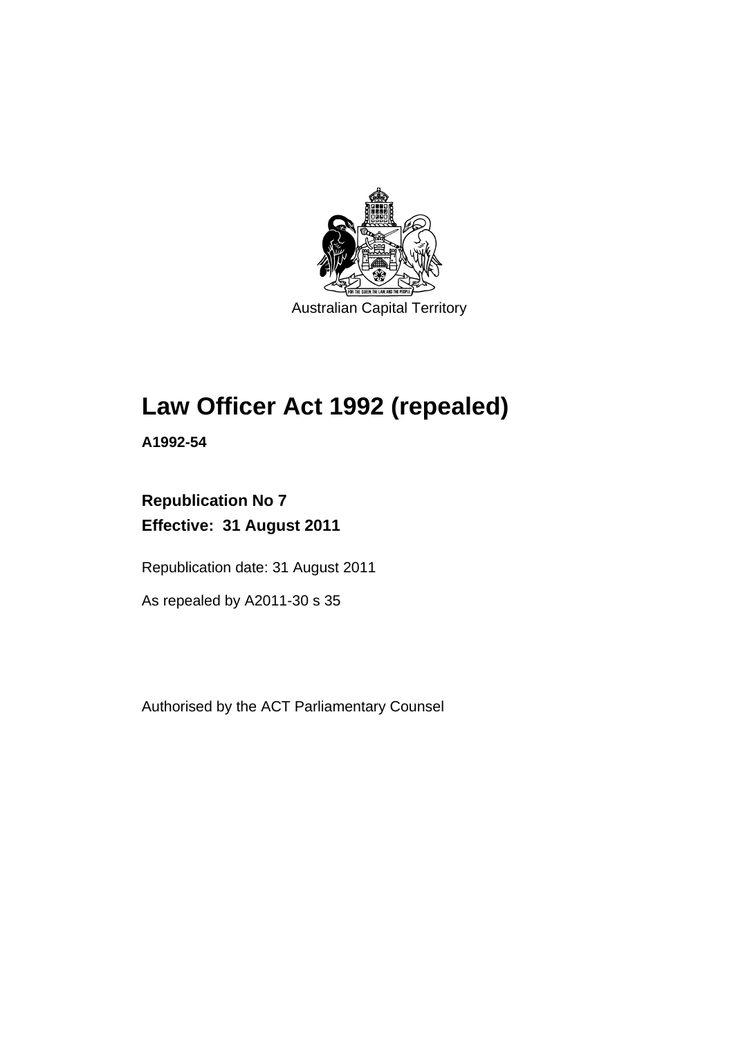Australian Capital Territory

# Law Officer Act 1992 (repealed)

**A1992-54**

**Republication No 7**
**Effective: 31 August 2011**

Republication date: 31 August 2011

As repealed by A2011-30 s 35

Authorised by the ACT Parliamentary Counsel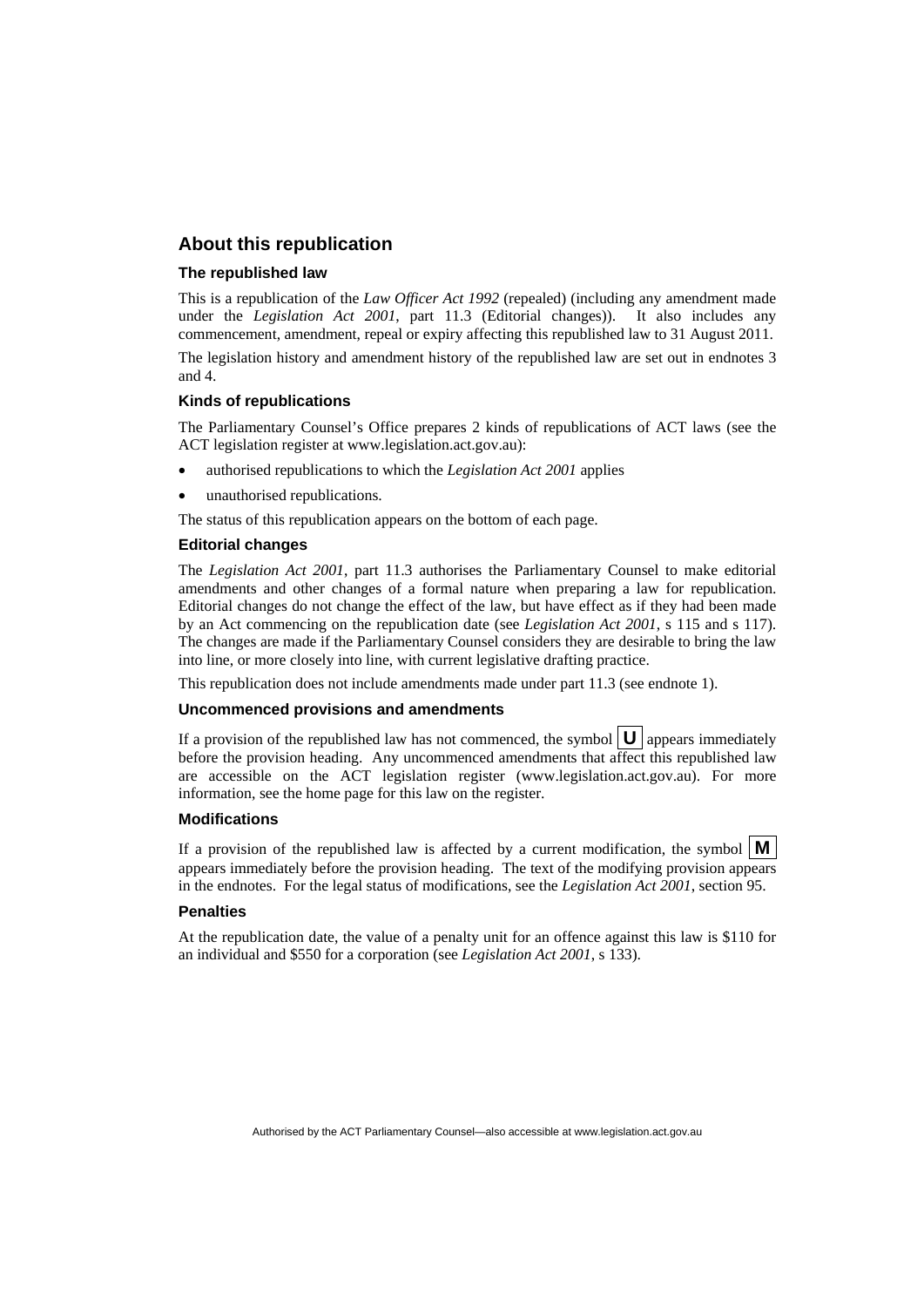## About this republication

### The republished law

This is a republication of the *Law Officer Act 1992* (repealed) (including any amendment made under the *Legislation Act 2001*, part 11.3 (Editorial changes)). It also includes any commencement, amendment, repeal or expiry affecting this republished law to 31 August 2011.

The legislation history and amendment history of the republished law are set out in endnotes 3 and 4.

### Kinds of republications

The Parliamentary Counsel's Office prepares 2 kinds of republications of ACT laws (see the ACT legislation register at www.legislation.act.gov.au):

- authorised republications to which the *Legislation Act 2001* applies
- unauthorised republications.

The status of this republication appears on the bottom of each page.

### Editorial changes

The *Legislation Act 2001*, part 11.3 authorises the Parliamentary Counsel to make editorial amendments and other changes of a formal nature when preparing a law for republication. Editorial changes do not change the effect of the law, but have effect as if they had been made by an Act commencing on the republication date (see *Legislation Act 2001*, s 115 and s 117). The changes are made if the Parliamentary Counsel considers they are desirable to bring the law into line, or more closely into line, with current legislative drafting practice.

This republication does not include amendments made under part 11.3 (see endnote 1).

### Uncommenced provisions and amendments

If a provision of the republished law has not commenced, the symbol **U** appears immediately before the provision heading. Any uncommenced amendments that affect this republished law are accessible on the ACT legislation register (www.legislation.act.gov.au). For more information, see the home page for this law on the register.

### Modifications

If a provision of the republished law is affected by a current modification, the symbol **M** appears immediately before the provision heading. The text of the modifying provision appears in the endnotes. For the legal status of modifications, see the *Legislation Act 2001*, section 95.

### Penalties

At the republication date, the value of a penalty unit for an offence against this law is $110 for an individual and $550 for a corporation (see *Legislation Act 2001*, s 133).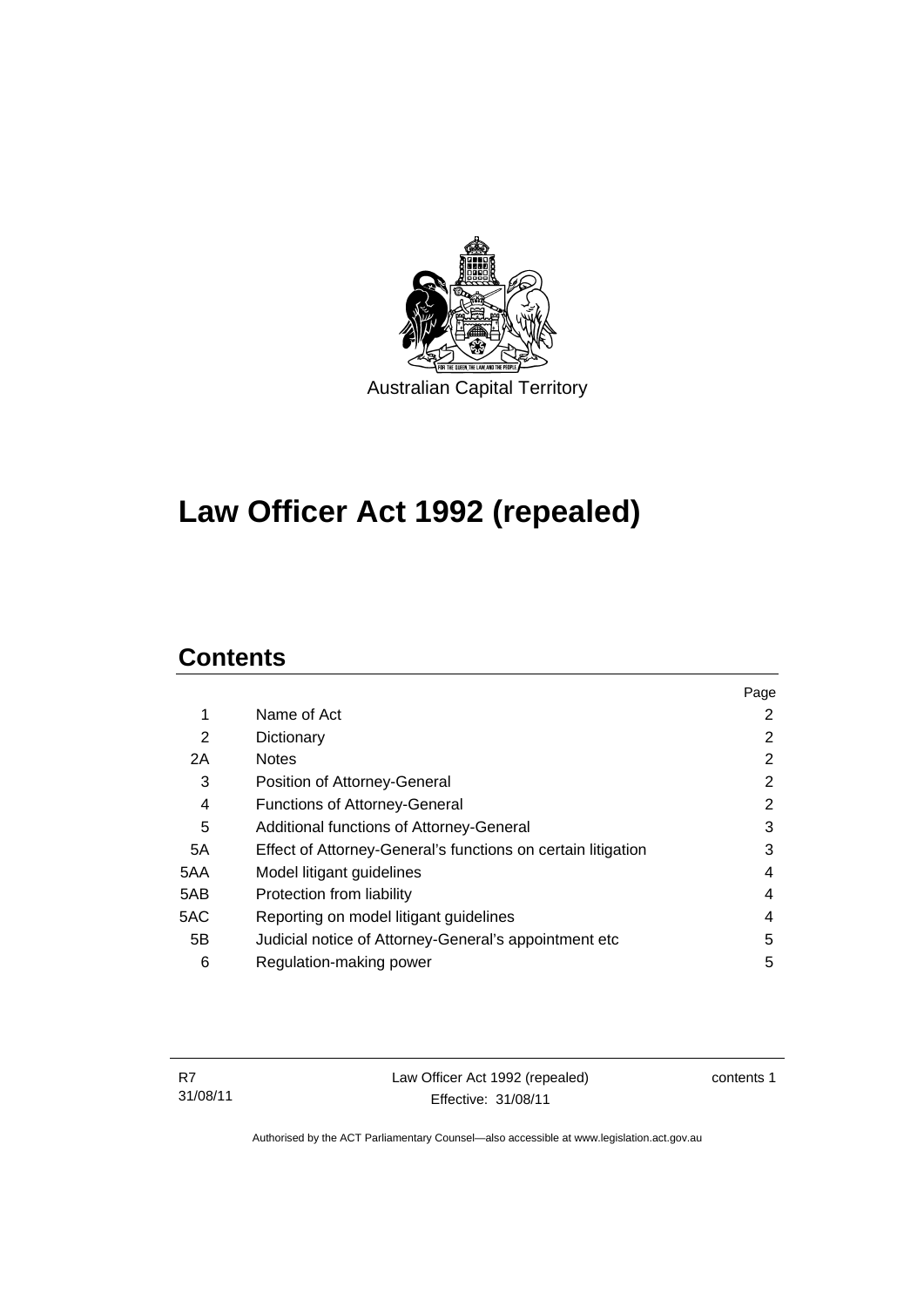Australian Capital Territory

# Law Officer Act 1992 (repealed)

## Contents

| | | Page |
|---|---|---|
| 1 | Name of Act | 2 |
| 2 | Dictionary | 2 |
| 2A | Notes | 2 |
| 3 | Position of Attorney-General | 2 |
| 4 | Functions of Attorney-General | 2 |
| 5 | Additional functions of Attorney-General | 3 |
| 5A | Effect of Attorney-General's functions on certain litigation | 3 |
| 5AA | Model litigant guidelines | 4 |
| 5AB | Protection from liability | 4 |
| 5AC | Reporting on model litigant guidelines | 4 |
| 5B | Judicial notice of Attorney-General's appointment etc | 5 |
| 6 | Regulation-making power | 5 |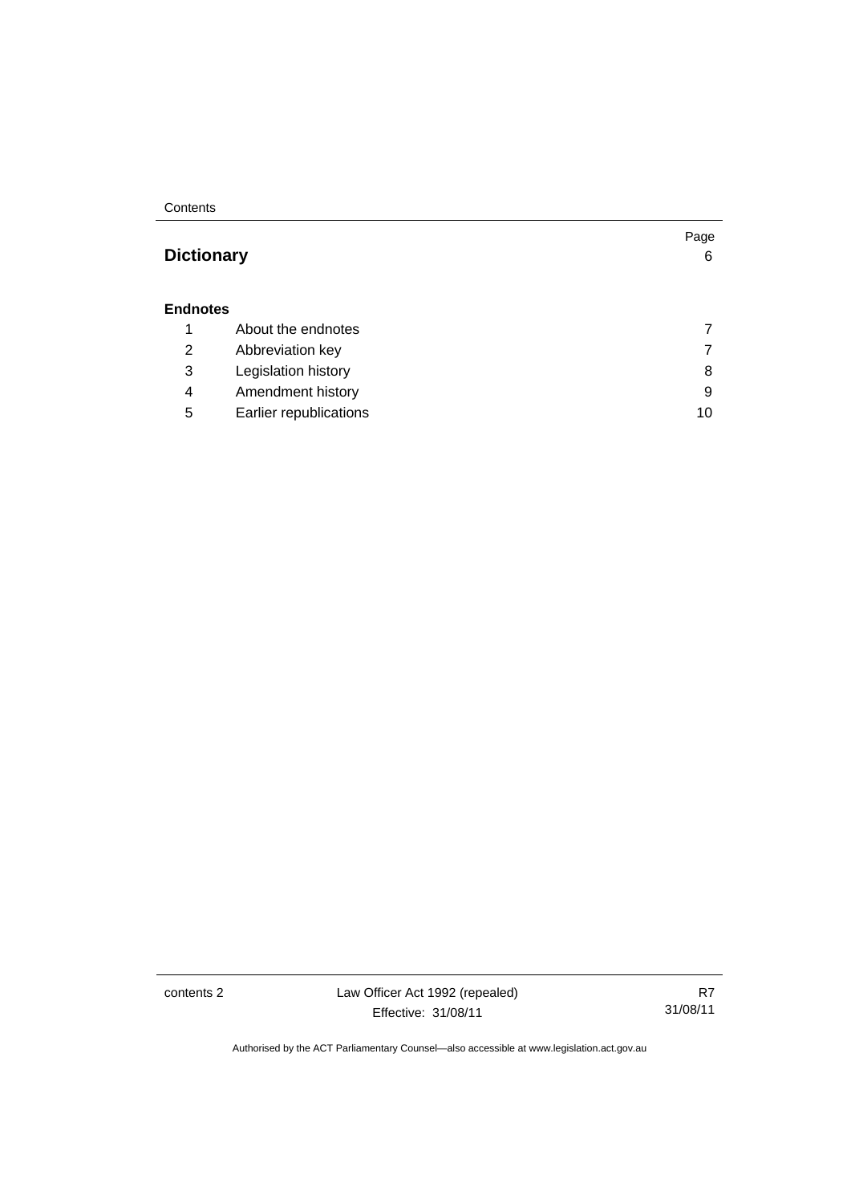| | | Page |
|---|---|---|
| **Dictionary** | | 6 |
| **Endnotes** | | |
| 1 | About the endnotes | 7 |
| 2 | Abbreviation key | 7 |
| 3 | Legislation history | 8 |
| 4 | Amendment history | 9 |
| 5 | Earlier republications | 10 |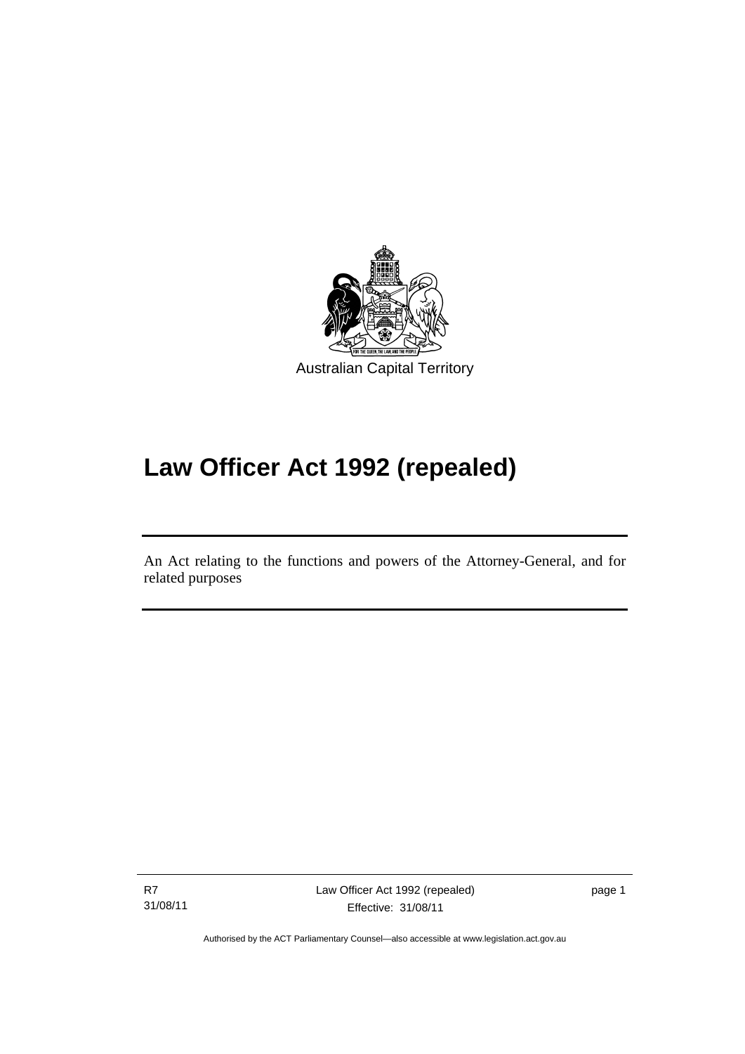Australian Capital Territory

# Law Officer Act 1992 (repealed)

An Act relating to the functions and powers of the Attorney-General, and for related purposes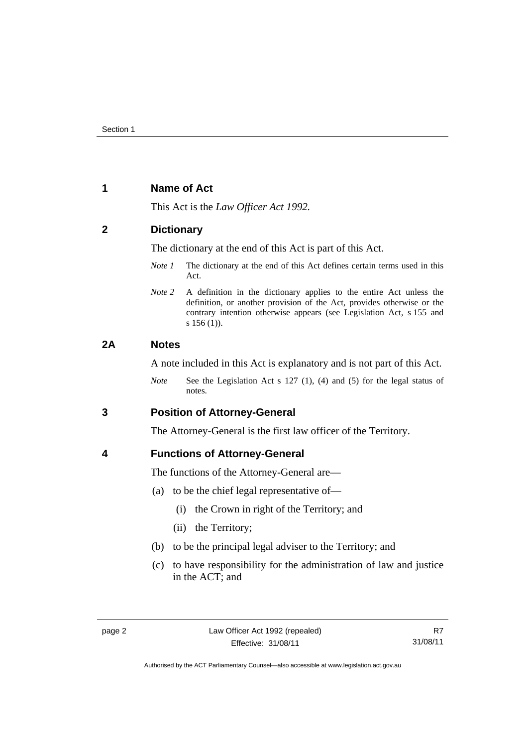## 1 Name of Act

This Act is the *Law Officer Act 1992.*

## 2 Dictionary

The dictionary at the end of this Act is part of this Act.

*Note 1* The dictionary at the end of this Act defines certain terms used in this Act.

*Note 2* A definition in the dictionary applies to the entire Act unless the definition, or another provision of the Act, provides otherwise or the contrary intention otherwise appears (see Legislation Act, s 155 and s 156 (1)).

## 2A Notes

A note included in this Act is explanatory and is not part of this Act.

*Note* See the Legislation Act s 127 (1), (4) and (5) for the legal status of notes.

## 3 Position of Attorney-General

The Attorney-General is the first law officer of the Territory.

## 4 Functions of Attorney-General

The functions of the Attorney-General are—

(a) to be the chief legal representative of—

(i) the Crown in right of the Territory; and

(ii) the Territory;

(b) to be the principal legal adviser to the Territory; and

(c) to have responsibility for the administration of law and justice in the ACT; and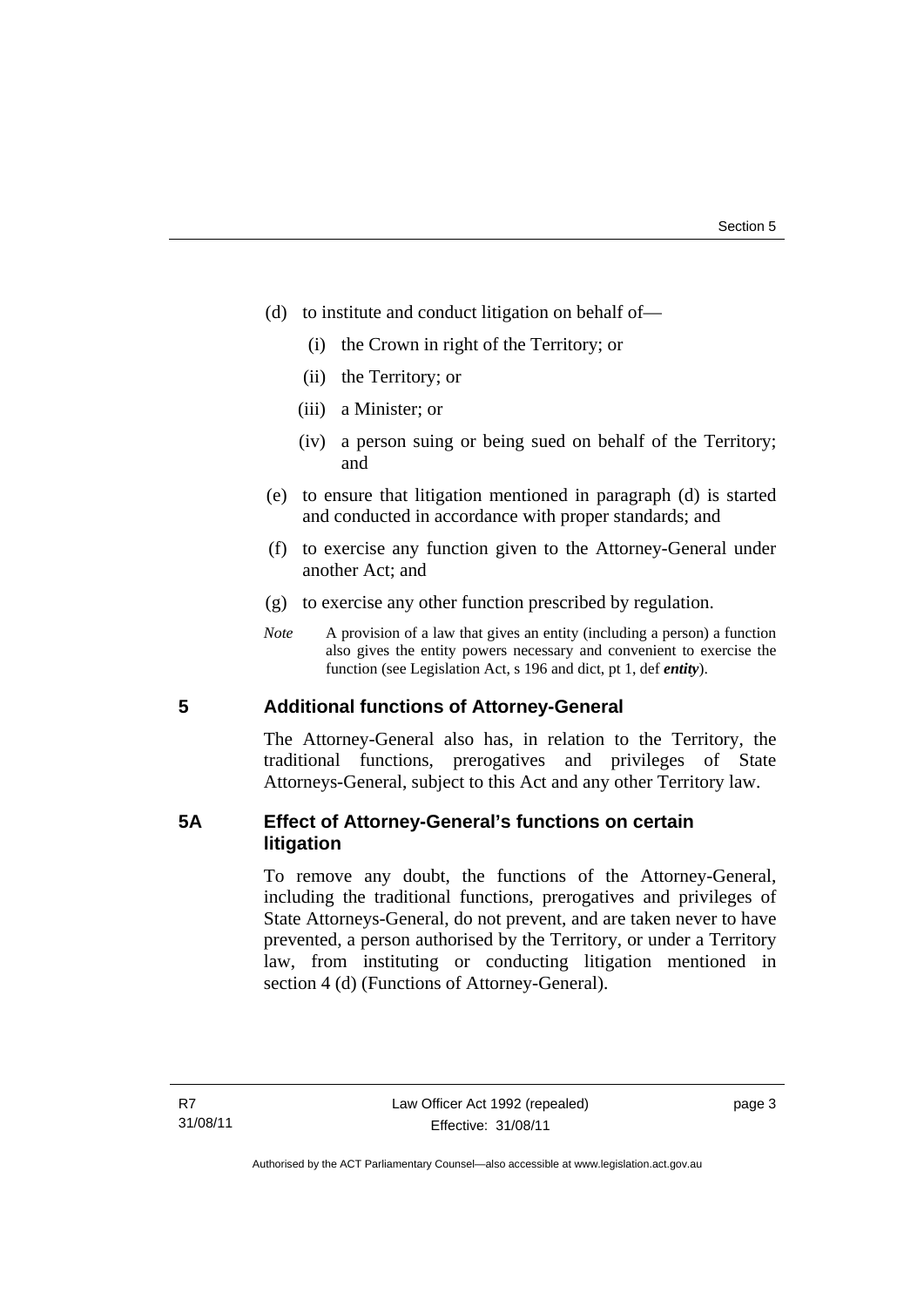(d) to institute and conduct litigation on behalf of—

  (i) the Crown in right of the Territory; or

  (ii) the Territory; or

  (iii) a Minister; or

  (iv) a person suing or being sued on behalf of the Territory; and

(e) to ensure that litigation mentioned in paragraph (d) is started and conducted in accordance with proper standards; and

(f) to exercise any function given to the Attorney-General under another Act; and

(g) to exercise any other function prescribed by regulation.

*Note* A provision of a law that gives an entity (including a person) a function also gives the entity powers necessary and convenient to exercise the function (see Legislation Act, s 196 and dict, pt 1, def ***entity***).

## 5 Additional functions of Attorney-General

The Attorney-General also has, in relation to the Territory, the traditional functions, prerogatives and privileges of State Attorneys-General, subject to this Act and any other Territory law.

## 5A Effect of Attorney-General's functions on certain litigation

To remove any doubt, the functions of the Attorney-General, including the traditional functions, prerogatives and privileges of State Attorneys-General, do not prevent, and are taken never to have prevented, a person authorised by the Territory, or under a Territory law, from instituting or conducting litigation mentioned in section 4 (d) (Functions of Attorney-General).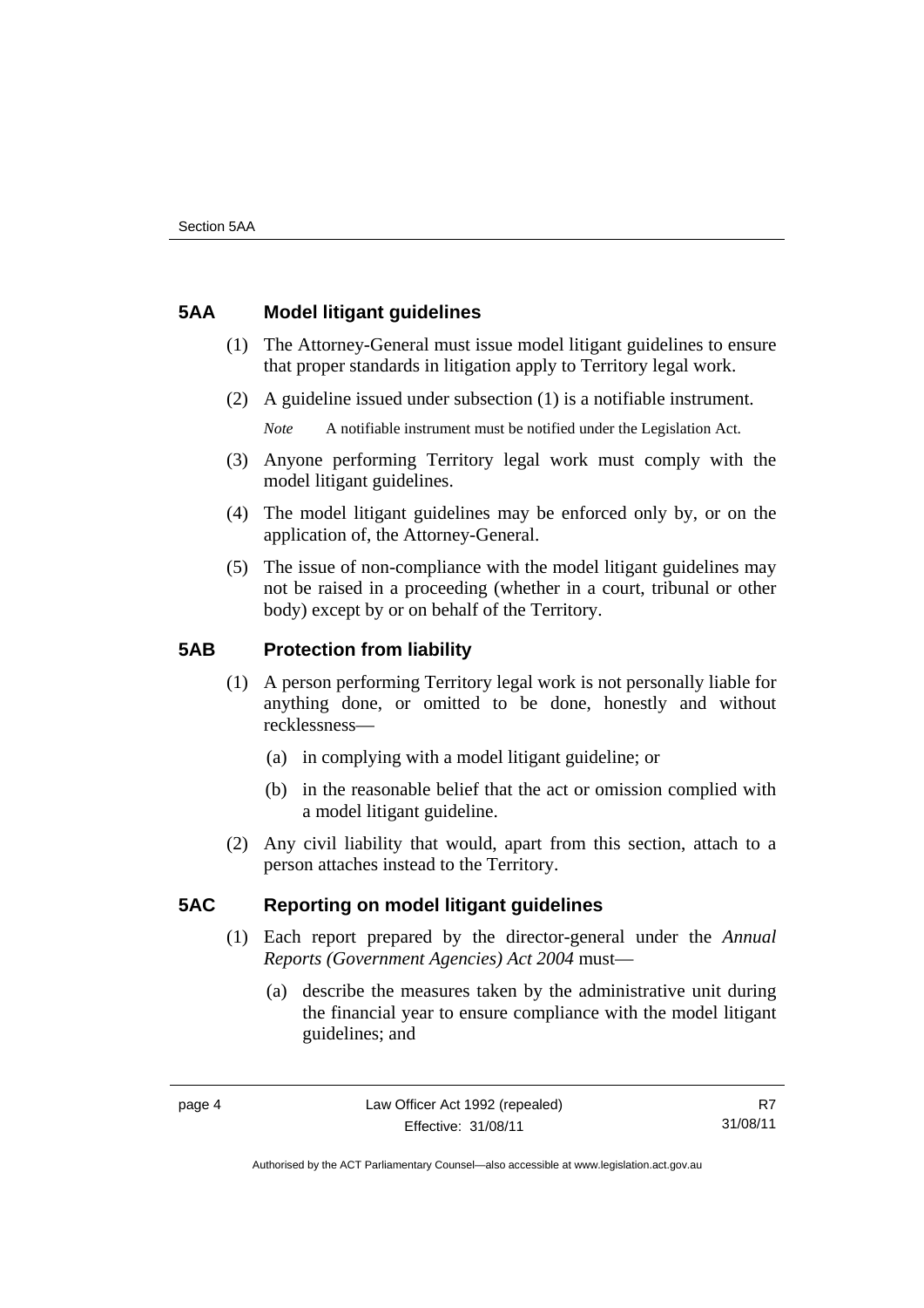## 5AA Model litigant guidelines

(1) The Attorney-General must issue model litigant guidelines to ensure that proper standards in litigation apply to Territory legal work.

(2) A guideline issued under subsection (1) is a notifiable instrument.

*Note* A notifiable instrument must be notified under the Legislation Act.

(3) Anyone performing Territory legal work must comply with the model litigant guidelines.

(4) The model litigant guidelines may be enforced only by, or on the application of, the Attorney-General.

(5) The issue of non-compliance with the model litigant guidelines may not be raised in a proceeding (whether in a court, tribunal or other body) except by or on behalf of the Territory.

## 5AB Protection from liability

(1) A person performing Territory legal work is not personally liable for anything done, or omitted to be done, honestly and without recklessness—

(a) in complying with a model litigant guideline; or

(b) in the reasonable belief that the act or omission complied with a model litigant guideline.

(2) Any civil liability that would, apart from this section, attach to a person attaches instead to the Territory.

## 5AC Reporting on model litigant guidelines

(1) Each report prepared by the director-general under the *Annual Reports (Government Agencies) Act 2004* must—

(a) describe the measures taken by the administrative unit during the financial year to ensure compliance with the model litigant guidelines; and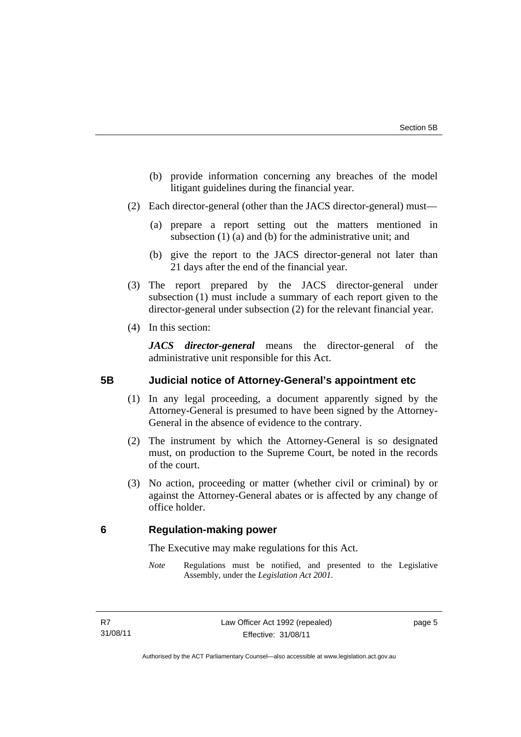(b) provide information concerning any breaches of the model litigant guidelines during the financial year.

(2) Each director-general (other than the JACS director-general) must—

(a) prepare a report setting out the matters mentioned in subsection (1) (a) and (b) for the administrative unit; and

(b) give the report to the JACS director-general not later than 21 days after the end of the financial year.

(3) The report prepared by the JACS director-general under subsection (1) must include a summary of each report given to the director-general under subsection (2) for the relevant financial year.

(4) In this section:

***JACS director-general*** means the director-general of the administrative unit responsible for this Act.

## 5B Judicial notice of Attorney-General's appointment etc

(1) In any legal proceeding, a document apparently signed by the Attorney-General is presumed to have been signed by the Attorney-General in the absence of evidence to the contrary.

(2) The instrument by which the Attorney-General is so designated must, on production to the Supreme Court, be noted in the records of the court.

(3) No action, proceeding or matter (whether civil or criminal) by or against the Attorney-General abates or is affected by any change of office holder.

## 6 Regulation-making power

The Executive may make regulations for this Act.

*Note* Regulations must be notified, and presented to the Legislative Assembly, under the *Legislation Act 2001*.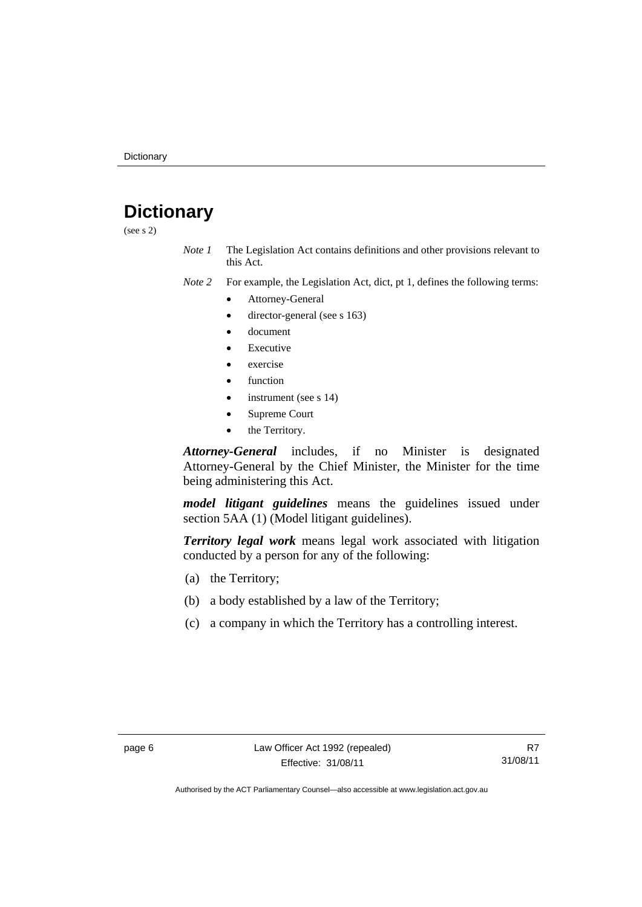# Dictionary

(see s 2)

*Note 1* The Legislation Act contains definitions and other provisions relevant to this Act.

*Note 2* For example, the Legislation Act, dict, pt 1, defines the following terms:

- Attorney-General
- director-general (see s 163)
- document
- Executive
- exercise
- function
- instrument (see s 14)
- Supreme Court
- the Territory.

***Attorney-General*** includes, if no Minister is designated Attorney-General by the Chief Minister, the Minister for the time being administering this Act.

***model litigant guidelines*** means the guidelines issued under section 5AA (1) (Model litigant guidelines).

***Territory legal work*** means legal work associated with litigation conducted by a person for any of the following:

(a) the Territory;

(b) a body established by a law of the Territory;

(c) a company in which the Territory has a controlling interest.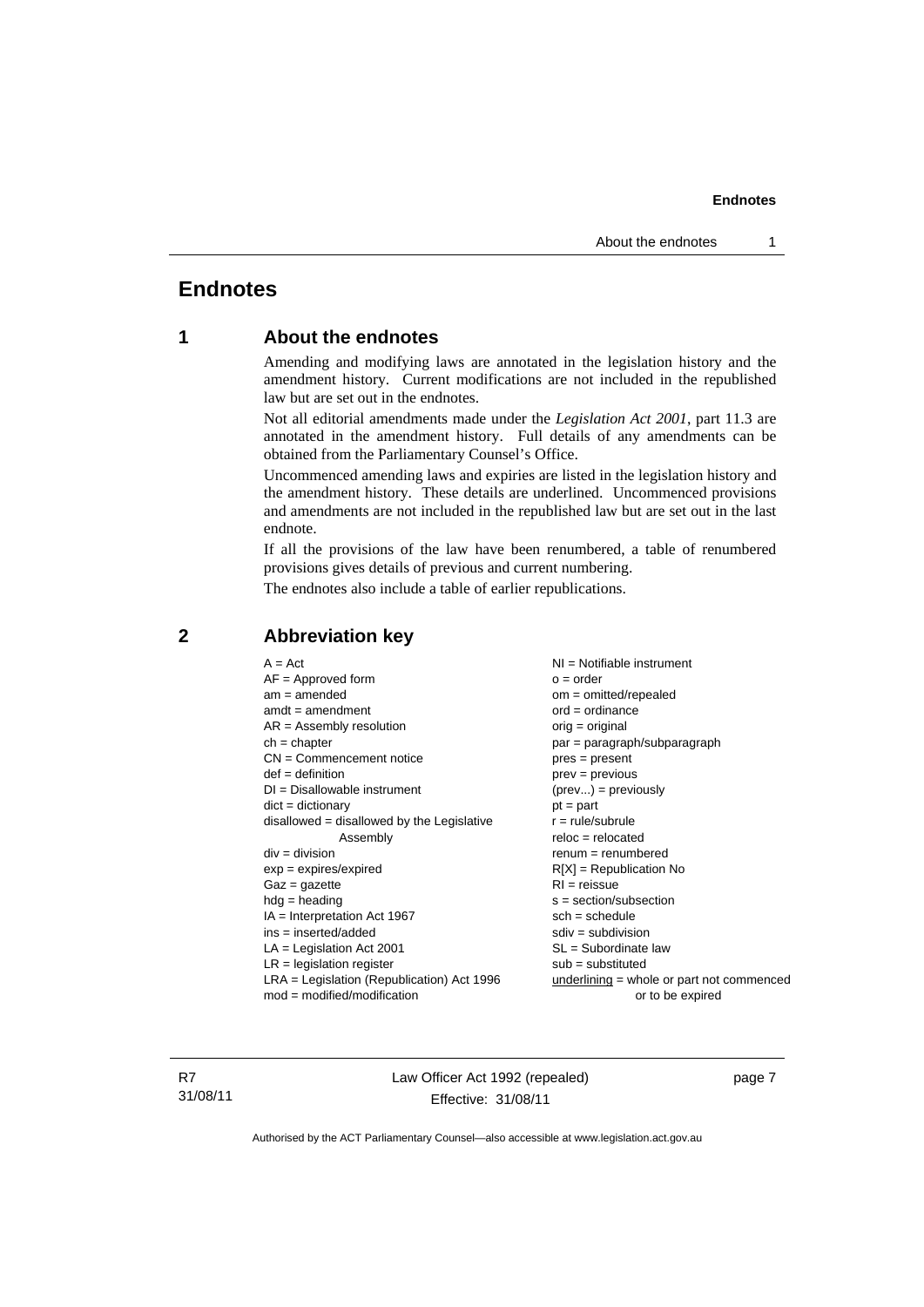# Endnotes

## 1 About the endnotes

Amending and modifying laws are annotated in the legislation history and the amendment history. Current modifications are not included in the republished law but are set out in the endnotes.

Not all editorial amendments made under the *Legislation Act 2001*, part 11.3 are annotated in the amendment history. Full details of any amendments can be obtained from the Parliamentary Counsel's Office.

Uncommenced amending laws and expiries are listed in the legislation history and the amendment history. These details are underlined. Uncommenced provisions and amendments are not included in the republished law but are set out in the last endnote.

If all the provisions of the law have been renumbered, a table of renumbered provisions gives details of previous and current numbering.

The endnotes also include a table of earlier republications.

## 2 Abbreviation key

A = Act
AF = Approved form
am = amended
amdt = amendment
AR = Assembly resolution
ch = chapter
CN = Commencement notice
def = definition
DI = Disallowable instrument
dict = dictionary
disallowed = disallowed by the Legislative Assembly
div = division
exp = expires/expired
Gaz = gazette
hdg = heading
IA = Interpretation Act 1967
ins = inserted/added
LA = Legislation Act 2001
LR = legislation register
LRA = Legislation (Republication) Act 1996
mod = modified/modification
NI = Notifiable instrument
o = order
om = omitted/repealed
ord = ordinance
orig = original
par = paragraph/subparagraph
pres = present
prev = previous
(prev...) = previously
pt = part
r = rule/subrule
reloc = relocated
renum = renumbered
R[X] = Republication No
RI = reissue
s = section/subsection
sch = schedule
sdiv = subdivision
SL = Subordinate law
sub = substituted
underlining = whole or part not commenced or to be expired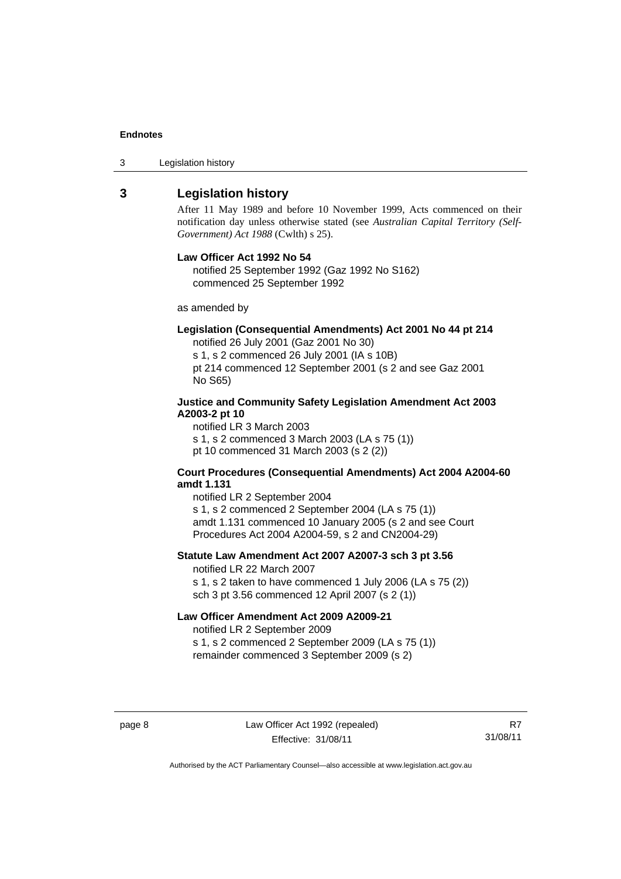## 3 Legislation history

After 11 May 1989 and before 10 November 1999, Acts commenced on their notification day unless otherwise stated (see *Australian Capital Territory (Self-Government) Act 1988* (Cwlth) s 25).

**Law Officer Act 1992 No 54**

notified 25 September 1992 (Gaz 1992 No S162)
commenced 25 September 1992

as amended by

**Legislation (Consequential Amendments) Act 2001 No 44 pt 214**

notified 26 July 2001 (Gaz 2001 No 30)
s 1, s 2 commenced 26 July 2001 (IA s 10B)
pt 214 commenced 12 September 2001 (s 2 and see Gaz 2001 No S65)

**Justice and Community Safety Legislation Amendment Act 2003 A2003-2 pt 10**

notified LR 3 March 2003
s 1, s 2 commenced 3 March 2003 (LA s 75 (1))
pt 10 commenced 31 March 2003 (s 2 (2))

**Court Procedures (Consequential Amendments) Act 2004 A2004-60 amdt 1.131**

notified LR 2 September 2004
s 1, s 2 commenced 2 September 2004 (LA s 75 (1))
amdt 1.131 commenced 10 January 2005 (s 2 and see Court Procedures Act 2004 A2004-59, s 2 and CN2004-29)

**Statute Law Amendment Act 2007 A2007-3 sch 3 pt 3.56**

notified LR 22 March 2007
s 1, s 2 taken to have commenced 1 July 2006 (LA s 75 (2))
sch 3 pt 3.56 commenced 12 April 2007 (s 2 (1))

**Law Officer Amendment Act 2009 A2009-21**

notified LR 2 September 2009
s 1, s 2 commenced 2 September 2009 (LA s 75 (1))
remainder commenced 3 September 2009 (s 2)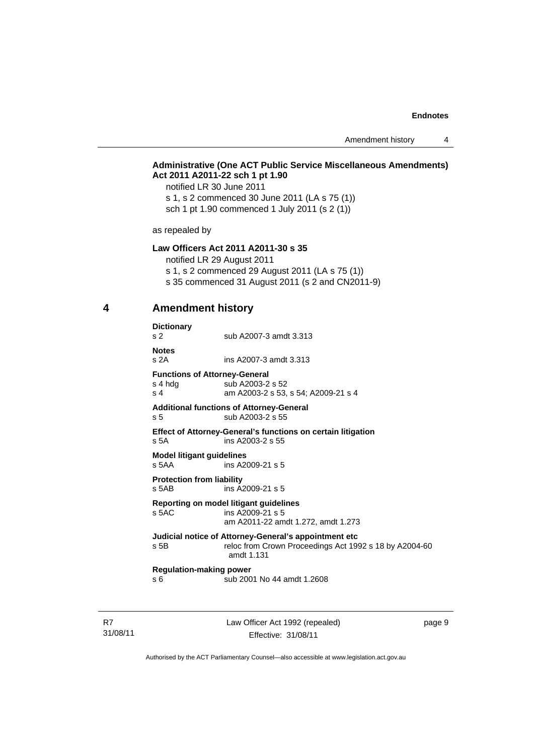**Administrative (One ACT Public Service Miscellaneous Amendments) Act 2011 A2011-22 sch 1 pt 1.90**

notified LR 30 June 2011
s 1, s 2 commenced 30 June 2011 (LA s 75 (1))
sch 1 pt 1.90 commenced 1 July 2011 (s 2 (1))

as repealed by

**Law Officers Act 2011 A2011-30 s 35**

notified LR 29 August 2011
s 1, s 2 commenced 29 August 2011 (LA s 75 (1))
s 35 commenced 31 August 2011 (s 2 and CN2011-9)

## 4 Amendment history

**Dictionary**
s 2 sub A2007-3 amdt 3.313

**Notes**
s 2A ins A2007-3 amdt 3.313

**Functions of Attorney-General**
s 4 hdg sub A2003-2 s 52
s 4 am A2003-2 s 53, s 54; A2009-21 s 4

**Additional functions of Attorney-General**
s 5 sub A2003-2 s 55

**Effect of Attorney-General's functions on certain litigation**
s 5A ins A2003-2 s 55

**Model litigant guidelines**
s 5AA ins A2009-21 s 5

**Protection from liability**
s 5AB ins A2009-21 s 5

**Reporting on model litigant guidelines**
s 5AC ins A2009-21 s 5
am A2011-22 amdt 1.272, amdt 1.273

**Judicial notice of Attorney-General's appointment etc**
s 5B reloc from Crown Proceedings Act 1992 s 18 by A2004-60 amdt 1.131

**Regulation-making power**
s 6 sub 2001 No 44 amdt 1.2608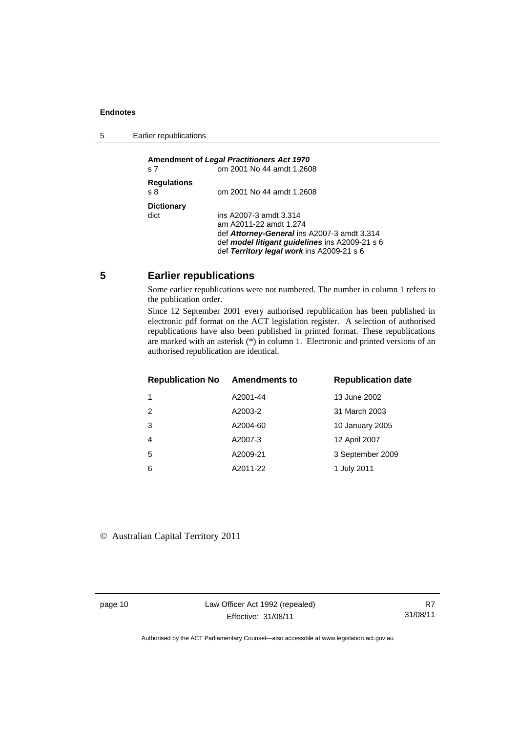**Amendment of *Legal Practitioners Act 1970***

s 7 om 2001 No 44 amdt 1.2608

**Regulations**

s 8 om 2001 No 44 amdt 1.2608

**Dictionary**

dict ins A2007-3 amdt 3.314
am A2011-22 amdt 1.274
def ***Attorney-General*** ins A2007-3 amdt 3.314
def ***model litigant guidelines*** ins A2009-21 s 6
def ***Territory legal work*** ins A2009-21 s 6

## 5 Earlier republications

Some earlier republications were not numbered. The number in column 1 refers to the publication order.

Since 12 September 2001 every authorised republication has been published in electronic pdf format on the ACT legislation register. A selection of authorised republications have also been published in printed format. These republications are marked with an asterisk (*) in column 1. Electronic and printed versions of an authorised republication are identical.

| Republication No | Amendments to | Republication date |
|---|---|---|
| 1 | A2001-44 | 13 June 2002 |
| 2 | A2003-2 | 31 March 2003 |
| 3 | A2004-60 | 10 January 2005 |
| 4 | A2007-3 | 12 April 2007 |
| 5 | A2009-21 | 3 September 2009 |
| 6 | A2011-22 | 1 July 2011 |

© Australian Capital Territory 2011